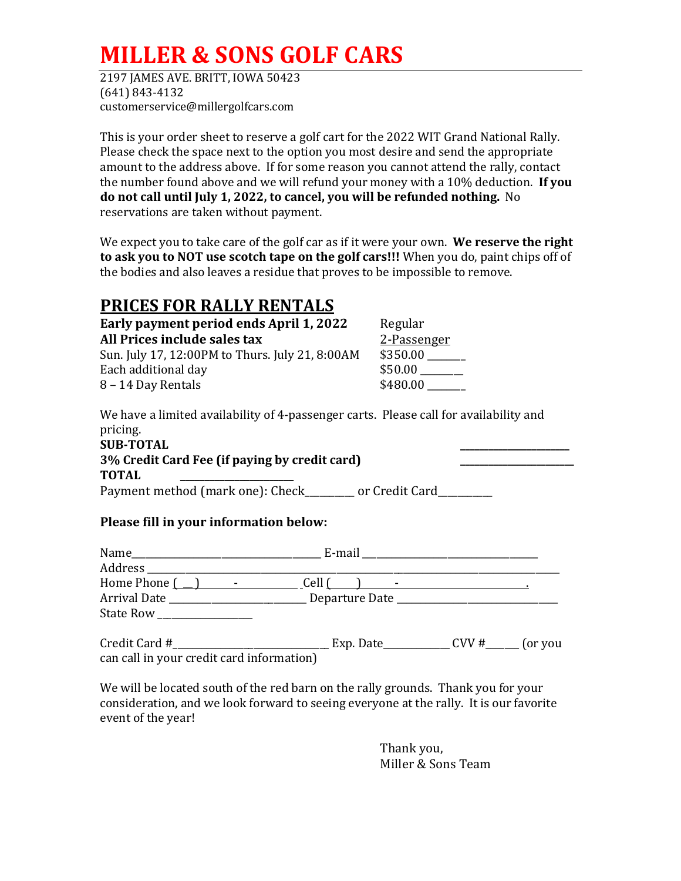# MILLER & SONS GOLF CARS

2197 JAMES AVE. BRITT, IOWA 50423
(641) 843-4132
customerservice@millergolfcars.com

This is your order sheet to reserve a golf cart for the 2022 WIT Grand National Rally. Please check the space next to the option you most desire and send the appropriate amount to the address above. If for some reason you cannot attend the rally, contact the number found above and we will refund your money with a 10% deduction. **If you do not call until July 1, 2022, to cancel, you will be refunded nothing.** No reservations are taken without payment.

We expect you to take care of the golf car as if it were your own. **We reserve the right to ask you to NOT use scotch tape on the golf cars!!!** When you do, paint chips off of the bodies and also leaves a residue that proves to be impossible to remove.

## PRICES FOR RALLY RENTALS

| **Early payment period ends April 1, 2022** | Regular |
|---|---|
| **All Prices include sales tax** | 2-Passenger |
| Sun. July 17, 12:00PM to Thurs. July 21, 8:00AM | $350.00 _______ |
| Each additional day | $50.00 _______ |
| 8 – 14 Day Rentals | $480.00 _______ |

We have a limited availability of 4-passenger carts. Please call for availability and pricing.

**SUB-TOTAL** _______________

**3% Credit Card Fee (if paying by credit card)** _______________

**TOTAL** _______________

Payment method (mark one): Check_________ or Credit Card__________

**Please fill in your information below:**

Name_________________________________ E-mail ______________________________

Address ____________________________________________________________________

Home Phone ( __ ) ____ - __________ Cell ( ____ ) ____ - ______________________.

Arrival Date ________________________ Departure Date ____________________________

State Row _______________

Credit Card #___________________________ Exp. Date____________ CVV #______ (or you can call in your credit card information)

We will be located south of the red barn on the rally grounds. Thank you for your consideration, and we look forward to seeing everyone at the rally. It is our favorite event of the year!

Thank you,
Miller & Sons Team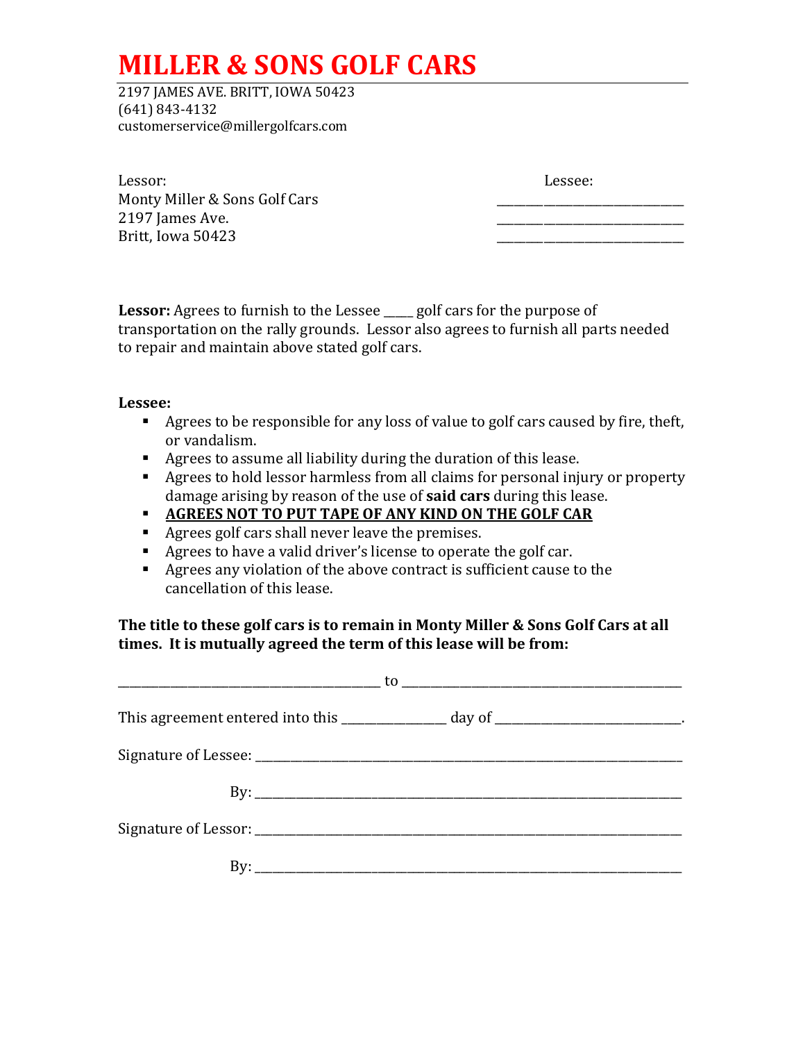# MILLER & SONS GOLF CARS

2197 JAMES AVE. BRITT, IOWA 50423
(641) 843-4132
customerservice@millergolfcars.com

| Lessor: | Lessee: |
|---|---|
| Monty Miller & Sons Golf Cars | ______________________________ |
| 2197 James Ave. | ______________________________ |
| Britt, Iowa 50423 | ______________________________ |

**Lessor:** Agrees to furnish to the Lessee _____ golf cars for the purpose of transportation on the rally grounds. Lessor also agrees to furnish all parts needed to repair and maintain above stated golf cars.

**Lessee:**

- Agrees to be responsible for any loss of value to golf cars caused by fire, theft, or vandalism.
- Agrees to assume all liability during the duration of this lease.
- Agrees to hold lessor harmless from all claims for personal injury or property damage arising by reason of the use of **said cars** during this lease.
- **AGREES NOT TO PUT TAPE OF ANY KIND ON THE GOLF CAR**
- Agrees golf cars shall never leave the premises.
- Agrees to have a valid driver's license to operate the golf car.
- Agrees any violation of the above contract is sufficient cause to the cancellation of this lease.

**The title to these golf cars is to remain in Monty Miller & Sons Golf Cars at all times. It is mutually agreed the term of this lease will be from:**

__________________________________________ to ____________________________________________

This agreement entered into this ________________ day of ______________________________.

Signature of Lessee: ____________________________________________________________________

By: ____________________________________________________________________

Signature of Lessor: ____________________________________________________________________

By: ____________________________________________________________________